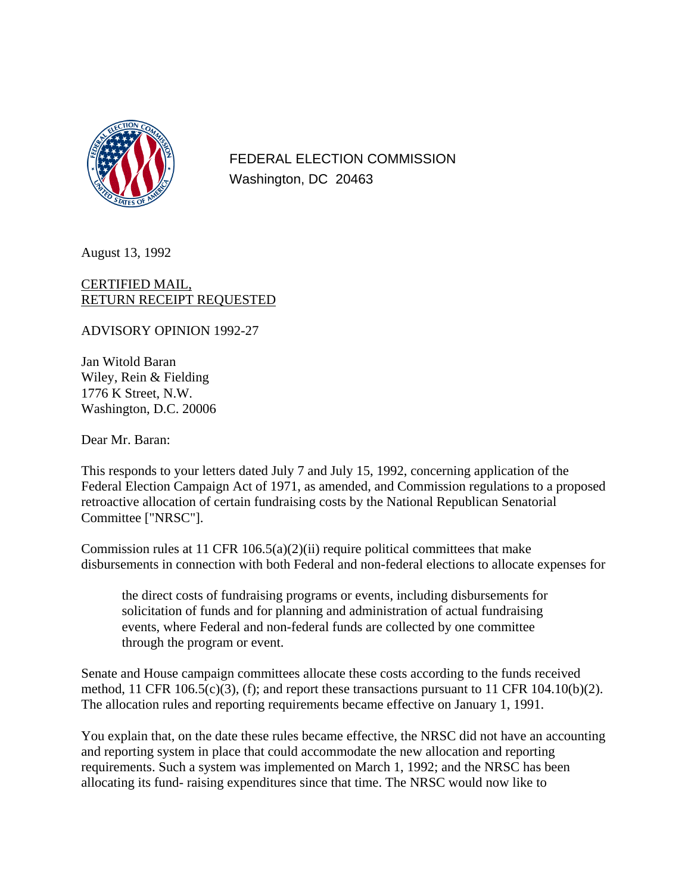FEDERAL ELECTION COMMISSION
Washington, DC 20463

August 13, 1992

CERTIFIED MAIL,
RETURN RECEIPT REQUESTED

ADVISORY OPINION 1992-27

Jan Witold Baran
Wiley, Rein & Fielding
1776 K Street, N.W.
Washington, D.C. 20006

Dear Mr. Baran:

This responds to your letters dated July 7 and July 15, 1992, concerning application of the Federal Election Campaign Act of 1971, as amended, and Commission regulations to a proposed retroactive allocation of certain fundraising costs by the National Republican Senatorial Committee ["NRSC"].

Commission rules at 11 CFR 106.5(a)(2)(ii) require political committees that make disbursements in connection with both Federal and non-federal elections to allocate expenses for

> the direct costs of fundraising programs or events, including disbursements for solicitation of funds and for planning and administration of actual fundraising events, where Federal and non-federal funds are collected by one committee through the program or event.

Senate and House campaign committees allocate these costs according to the funds received method, 11 CFR 106.5(c)(3), (f); and report these transactions pursuant to 11 CFR 104.10(b)(2). The allocation rules and reporting requirements became effective on January 1, 1991.

You explain that, on the date these rules became effective, the NRSC did not have an accounting and reporting system in place that could accommodate the new allocation and reporting requirements. Such a system was implemented on March 1, 1992; and the NRSC has been allocating its fund- raising expenditures since that time. The NRSC would now like to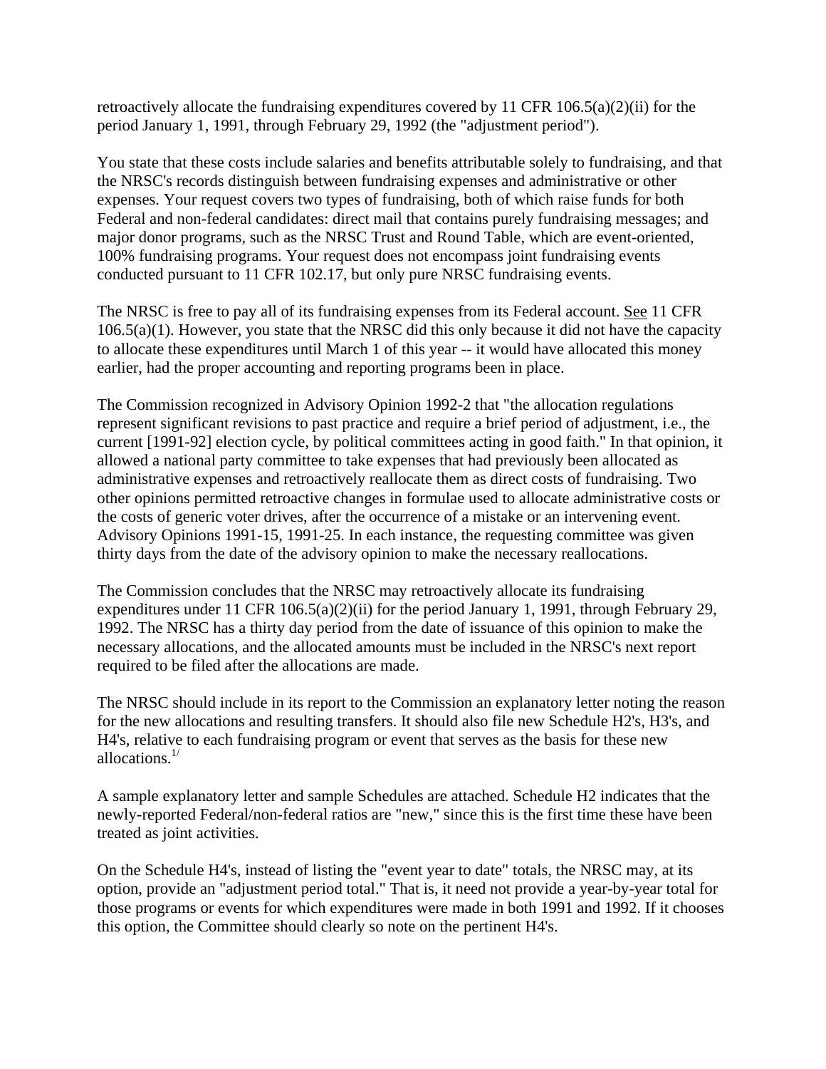retroactively allocate the fundraising expenditures covered by 11 CFR 106.5(a)(2)(ii) for the period January 1, 1991, through February 29, 1992 (the "adjustment period").

You state that these costs include salaries and benefits attributable solely to fundraising, and that the NRSC's records distinguish between fundraising expenses and administrative or other expenses. Your request covers two types of fundraising, both of which raise funds for both Federal and non-federal candidates: direct mail that contains purely fundraising messages; and major donor programs, such as the NRSC Trust and Round Table, which are event-oriented, 100% fundraising programs. Your request does not encompass joint fundraising events conducted pursuant to 11 CFR 102.17, but only pure NRSC fundraising events.

The NRSC is free to pay all of its fundraising expenses from its Federal account. See 11 CFR 106.5(a)(1). However, you state that the NRSC did this only because it did not have the capacity to allocate these expenditures until March 1 of this year -- it would have allocated this money earlier, had the proper accounting and reporting programs been in place.

The Commission recognized in Advisory Opinion 1992-2 that "the allocation regulations represent significant revisions to past practice and require a brief period of adjustment, i.e., the current [1991-92] election cycle, by political committees acting in good faith." In that opinion, it allowed a national party committee to take expenses that had previously been allocated as administrative expenses and retroactively reallocate them as direct costs of fundraising. Two other opinions permitted retroactive changes in formulae used to allocate administrative costs or the costs of generic voter drives, after the occurrence of a mistake or an intervening event. Advisory Opinions 1991-15, 1991-25. In each instance, the requesting committee was given thirty days from the date of the advisory opinion to make the necessary reallocations.

The Commission concludes that the NRSC may retroactively allocate its fundraising expenditures under 11 CFR 106.5(a)(2)(ii) for the period January 1, 1991, through February 29, 1992. The NRSC has a thirty day period from the date of issuance of this opinion to make the necessary allocations, and the allocated amounts must be included in the NRSC's next report required to be filed after the allocations are made.

The NRSC should include in its report to the Commission an explanatory letter noting the reason for the new allocations and resulting transfers. It should also file new Schedule H2's, H3's, and H4's, relative to each fundraising program or event that serves as the basis for these new allocations.[1/]

A sample explanatory letter and sample Schedules are attached. Schedule H2 indicates that the newly-reported Federal/non-federal ratios are "new," since this is the first time these have been treated as joint activities.

On the Schedule H4's, instead of listing the "event year to date" totals, the NRSC may, at its option, provide an "adjustment period total." That is, it need not provide a year-by-year total for those programs or events for which expenditures were made in both 1991 and 1992. If it chooses this option, the Committee should clearly so note on the pertinent H4's.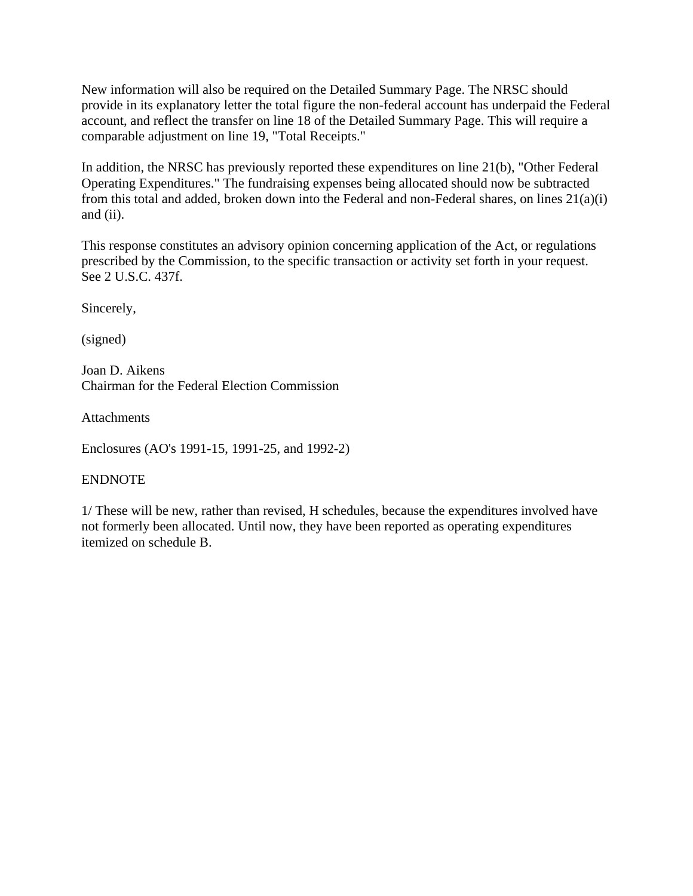New information will also be required on the Detailed Summary Page. The NRSC should provide in its explanatory letter the total figure the non-federal account has underpaid the Federal account, and reflect the transfer on line 18 of the Detailed Summary Page. This will require a comparable adjustment on line 19, "Total Receipts."

In addition, the NRSC has previously reported these expenditures on line 21(b), "Other Federal Operating Expenditures." The fundraising expenses being allocated should now be subtracted from this total and added, broken down into the Federal and non-Federal shares, on lines 21(a)(i) and (ii).

This response constitutes an advisory opinion concerning application of the Act, or regulations prescribed by the Commission, to the specific transaction or activity set forth in your request. See 2 U.S.C. 437f.

Sincerely,

(signed)

Joan D. Aikens
Chairman for the Federal Election Commission

Attachments

Enclosures (AO's 1991-15, 1991-25, and 1992-2)

ENDNOTE

1/ These will be new, rather than revised, H schedules, because the expenditures involved have not formerly been allocated. Until now, they have been reported as operating expenditures itemized on schedule B.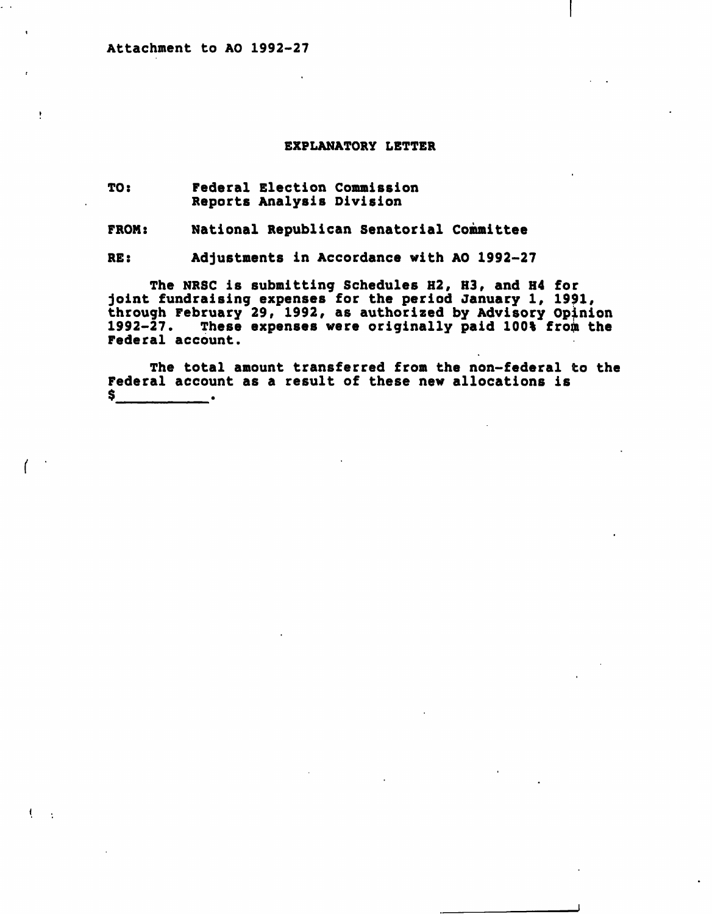Attachment to AO 1992-27

## EXPLANATORY LETTER

**TO:** Federal Election Commission
Reports Analysis Division

**FROM:** National Republican Senatorial Committee

**RE:** Adjustments in Accordance with AO 1992-27

The NRSC is submitting Schedules H2, H3, and H4 for joint fundraising expenses for the period January 1, 1991, through February 29, 1992, as authorized by Advisory Opinion 1992-27. These expenses were originally paid 100% from the Federal account.

The total amount transferred from the non-federal to the Federal account as a result of these new allocations is $__________.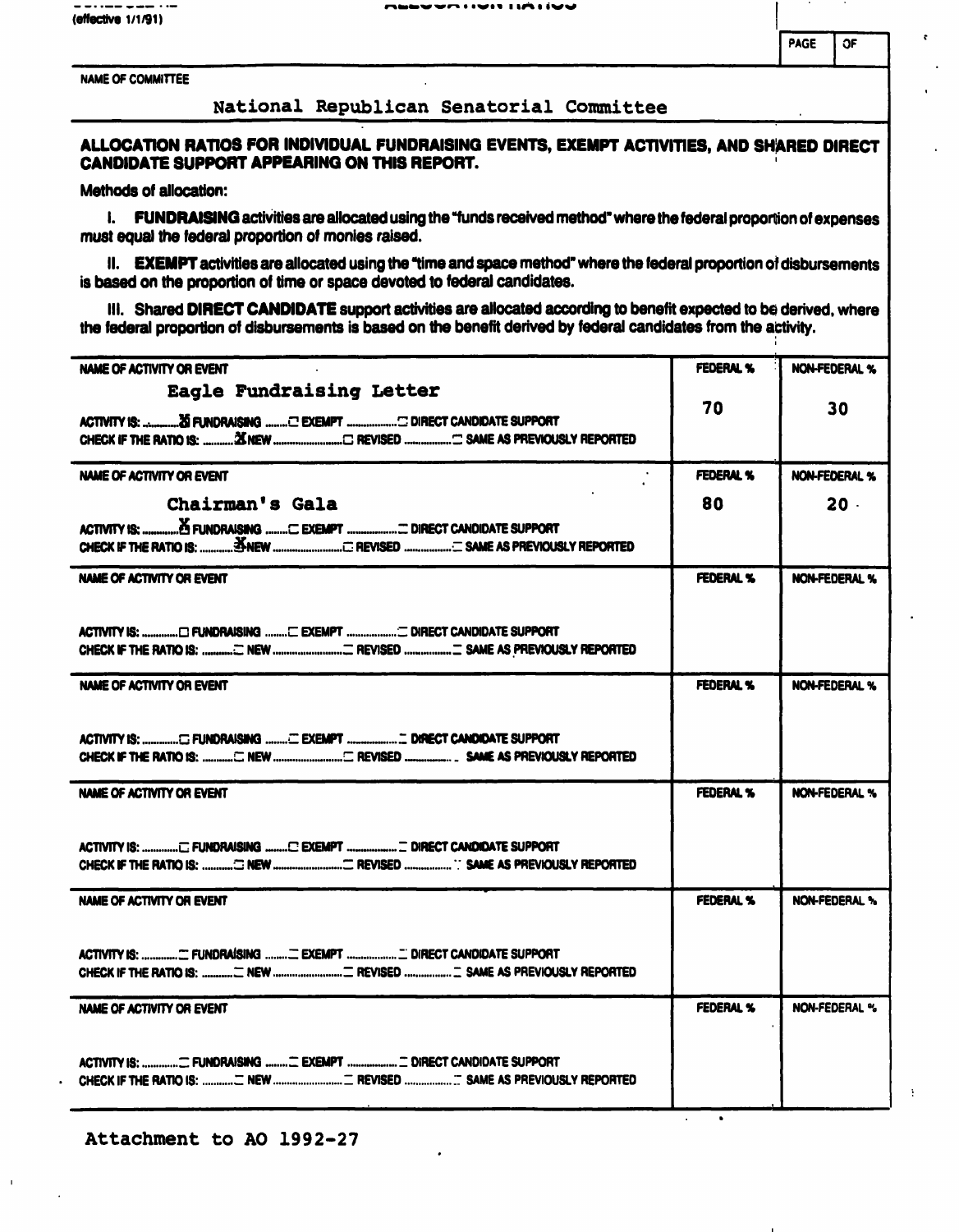(effective 1/1/91)

ALLOCATION RATIOS

PAGE | OF

NAME OF COMMITTEE

National Republican Senatorial Committee

**ALLOCATION RATIOS FOR INDIVIDUAL FUNDRAISING EVENTS, EXEMPT ACTIVITIES, AND SHARED DIRECT CANDIDATE SUPPORT APPEARING ON THIS REPORT.**

**Methods of allocation:**

I. **FUNDRAISING** activities are allocated using the "funds received method" where the federal proportion of expenses must equal the federal proportion of monies raised.

II. **EXEMPT** activities are allocated using the "time and space method" where the federal proportion of disbursements is based on the proportion of time or space devoted to federal candidates.

III. Shared **DIRECT CANDIDATE** support activities are allocated according to benefit expected to be derived, where the federal proportion of disbursements is based on the benefit derived by federal candidates from the activity.

| NAME OF ACTIVITY OR EVENT | FEDERAL % | NON-FEDERAL % |
|---|---|---|
| Eagle Fundraising Letter<br>ACTIVITY IS: [X] FUNDRAISING [ ] EXEMPT [ ] DIRECT CANDIDATE SUPPORT<br>CHECK IF THE RATIO IS: [X] NEW [ ] REVISED [ ] SAME AS PREVIOUSLY REPORTED | 70 | 30 |
| Chairman's Gala<br>ACTIVITY IS: [X] FUNDRAISING [ ] EXEMPT [ ] DIRECT CANDIDATE SUPPORT<br>CHECK IF THE RATIO IS: [X] NEW [ ] REVISED [ ] SAME AS PREVIOUSLY REPORTED | 80 | 20 |
| ACTIVITY IS: [ ] FUNDRAISING [ ] EXEMPT [ ] DIRECT CANDIDATE SUPPORT<br>CHECK IF THE RATIO IS: [ ] NEW [ ] REVISED [ ] SAME AS PREVIOUSLY REPORTED | | |
| ACTIVITY IS: [ ] FUNDRAISING [ ] EXEMPT [ ] DIRECT CANDIDATE SUPPORT<br>CHECK IF THE RATIO IS: [ ] NEW [ ] REVISED [ ] SAME AS PREVIOUSLY REPORTED | | |
| ACTIVITY IS: [ ] FUNDRAISING [ ] EXEMPT [ ] DIRECT CANDIDATE SUPPORT<br>CHECK IF THE RATIO IS: [ ] NEW [ ] REVISED [ ] SAME AS PREVIOUSLY REPORTED | | |
| ACTIVITY IS: [ ] FUNDRAISING [ ] EXEMPT [ ] DIRECT CANDIDATE SUPPORT<br>CHECK IF THE RATIO IS: [ ] NEW [ ] REVISED [ ] SAME AS PREVIOUSLY REPORTED | | |
| ACTIVITY IS: [ ] FUNDRAISING [ ] EXEMPT [ ] DIRECT CANDIDATE SUPPORT<br>CHECK IF THE RATIO IS: [ ] NEW [ ] REVISED [ ] SAME AS PREVIOUSLY REPORTED | | |

Attachment to AO 1992-27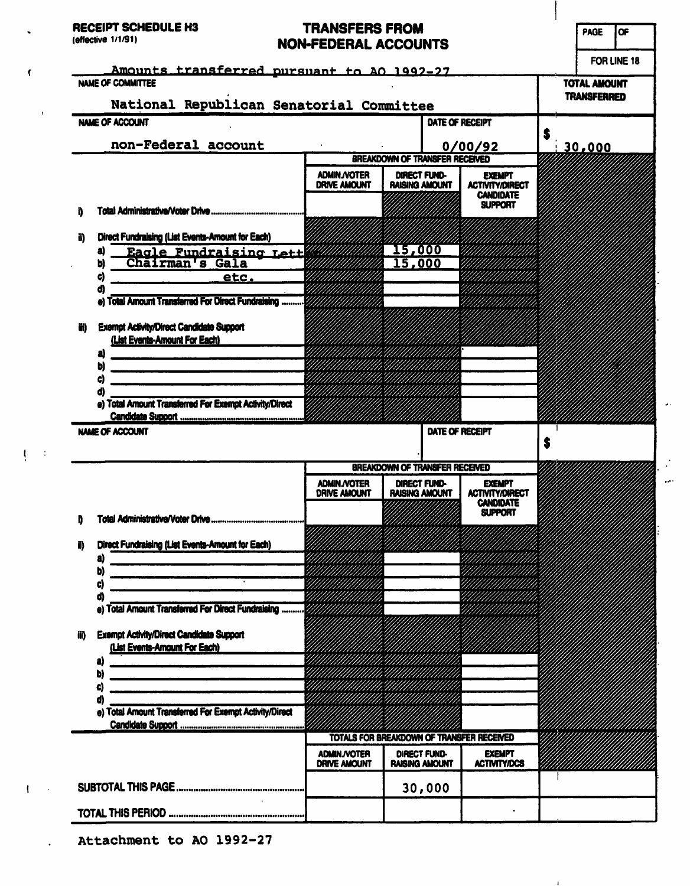**RECEIPT SCHEDULE H3**
(effective 1/1/91)

# TRANSFERS FROM NON-FEDERAL ACCOUNTS

PAGE OF

FOR LINE 18

Amounts transferred pursuant to AO 1992-27

**NAME OF COMMITTEE**

National Republican Senatorial Committee

**TOTAL AMOUNT TRANSFERRED**

| NAME OF ACCOUNT | | | DATE OF RECEIPT | TOTAL AMOUNT TRANSFERRED |
|---|---|---|---|---|
| non-Federal account | | | 0/00/92 | $ 30,000 |
| | BREAKDOWN OF TRANSFER RECEIVED | | | |
| | ADMIN./VOTER DRIVE AMOUNT | DIRECT FUND-RAISING AMOUNT | EXEMPT ACTIVITY/DIRECT CANDIDATE SUPPORT | |
| i) Total Administrative/Voter Drive | | | | |
| ii) Direct Fundraising (List Events-Amount for Each) | | | | |
| a) Eagle Fundraising Letter | | 15,000 | | |
| b) Chairman's Gala | | 15,000 | | |
| c) etc. | | | | |
| d) | | | | |
| e) Total Amount Transferred For Direct Fundraising | | | | |
| iii) Exempt Activity/Direct Candidate Support (List Events-Amount For Each) | | | | |
| a) | | | | |
| b) | | | | |
| c) | | | | |
| d) | | | | |
| e) Total Amount Transferred For Exempt Activity/Direct Candidate Support | | | | |

| NAME OF ACCOUNT | | | DATE OF RECEIPT | TOTAL AMOUNT TRANSFERRED |
|---|---|---|---|---|
| | | | | $ |
| | BREAKDOWN OF TRANSFER RECEIVED | | | |
| | ADMIN./VOTER DRIVE AMOUNT | DIRECT FUND-RAISING AMOUNT | EXEMPT ACTIVITY/DIRECT CANDIDATE SUPPORT | |
| i) Total Administrative/Voter Drive | | | | |
| ii) Direct Fundraising (List Events-Amount for Each) | | | | |
| a) | | | | |
| b) | | | | |
| c) | | | | |
| d) | | | | |
| e) Total Amount Transferred For Direct Fundraising | | | | |
| iii) Exempt Activity/Direct Candidate Support (List Events-Amount For Each) | | | | |
| a) | | | | |
| b) | | | | |
| c) | | | | |
| d) | | | | |
| e) Total Amount Transferred For Exempt Activity/Direct Candidate Support | | | | |

| | TOTALS FOR BREAKDOWN OF TRANSFER RECEIVED | | | |
|---|---|---|---|---|
| | ADMIN./VOTER DRIVE AMOUNT | DIRECT FUND-RAISING AMOUNT | EXEMPT ACTIVITY/DCS | |
| SUBTOTAL THIS PAGE | | 30,000 | | |
| TOTAL THIS PERIOD | | | | |

Attachment to AO 1992-27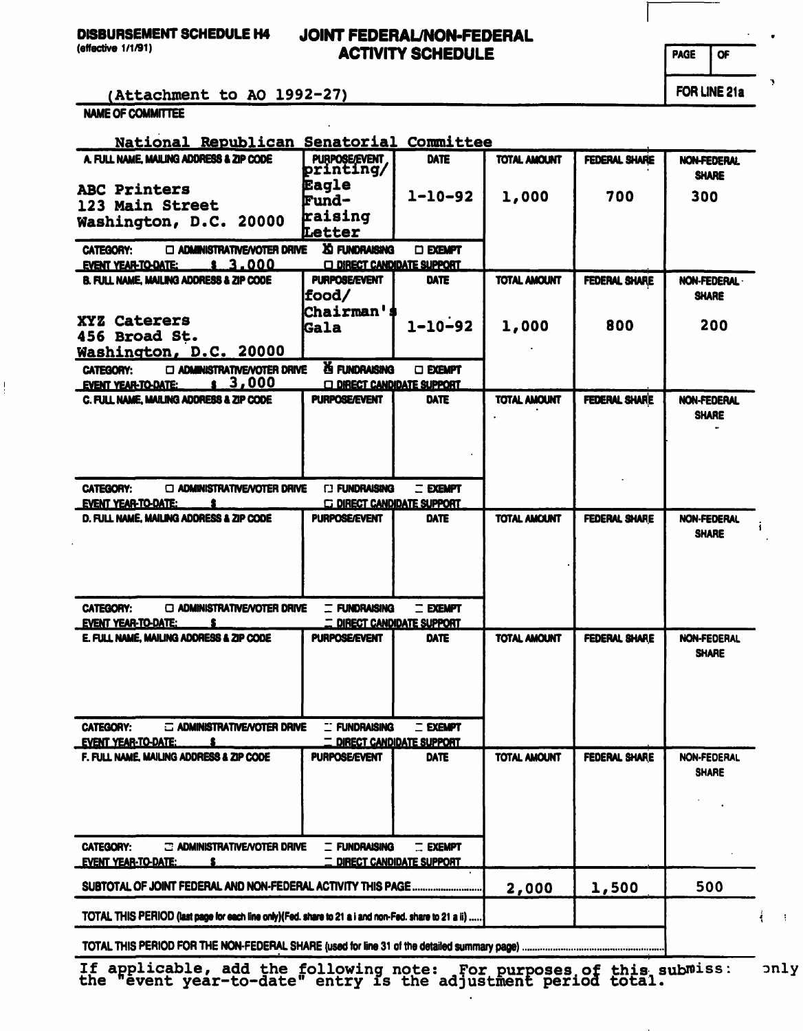**DISBURSEMENT SCHEDULE H4** (effective 1/1/91)

# JOINT FEDERAL/NON-FEDERAL ACTIVITY SCHEDULE

PAGE | OF

FOR LINE 21a

(Attachment to AO 1992-27)

NAME OF COMMITTEE

National Republican Senatorial Committee

| | | | | | |
|---|---|---|---|---|---|
| **A. FULL NAME, MAILING ADDRESS & ZIP CODE** | **PURPOSE/EVENT** | **DATE** | **TOTAL AMOUNT** | **FEDERAL SHARE** | **NON-FEDERAL SHARE** |
| ABC Printers<br>123 Main Street<br>Washington, D.C. 20000 | printing/ Eagle Fund-raising Letter | 1-10-92 | 1,000 | 700 | 300 |
| CATEGORY: ☐ ADMINISTRATIVE/VOTER DRIVE ☒ FUNDRAISING ☐ EXEMPT ☐ DIRECT CANDIDATE SUPPORT<br>EVENT YEAR-TO-DATE: $ 3,000 | | | | | |
| **B. FULL NAME, MAILING ADDRESS & ZIP CODE** | **PURPOSE/EVENT** | **DATE** | **TOTAL AMOUNT** | **FEDERAL SHARE** | **NON-FEDERAL SHARE** |
| XYZ Caterers<br>456 Broad St.<br>Washington, D.C. 20000 | food/ Chairman's Gala | 1-10-92 | 1,000 | 800 | 200 |
| CATEGORY: ☐ ADMINISTRATIVE/VOTER DRIVE ☒ FUNDRAISING ☐ EXEMPT ☐ DIRECT CANDIDATE SUPPORT<br>EVENT YEAR-TO-DATE: $ 3,000 | | | | | |
| **C. FULL NAME, MAILING ADDRESS & ZIP CODE** | **PURPOSE/EVENT** | **DATE** | **TOTAL AMOUNT** | **FEDERAL SHARE** | **NON-FEDERAL SHARE** |
| | | | | | |
| CATEGORY: ☐ ADMINISTRATIVE/VOTER DRIVE ☐ FUNDRAISING ☐ EXEMPT ☐ DIRECT CANDIDATE SUPPORT<br>EVENT YEAR-TO-DATE: $ | | | | | |
| **D. FULL NAME, MAILING ADDRESS & ZIP CODE** | **PURPOSE/EVENT** | **DATE** | **TOTAL AMOUNT** | **FEDERAL SHARE** | **NON-FEDERAL SHARE** |
| | | | | | |
| CATEGORY: ☐ ADMINISTRATIVE/VOTER DRIVE ☐ FUNDRAISING ☐ EXEMPT ☐ DIRECT CANDIDATE SUPPORT<br>EVENT YEAR-TO-DATE: $ | | | | | |
| **E. FULL NAME, MAILING ADDRESS & ZIP CODE** | **PURPOSE/EVENT** | **DATE** | **TOTAL AMOUNT** | **FEDERAL SHARE** | **NON-FEDERAL SHARE** |
| | | | | | |
| CATEGORY: ☐ ADMINISTRATIVE/VOTER DRIVE ☐ FUNDRAISING ☐ EXEMPT ☐ DIRECT CANDIDATE SUPPORT<br>EVENT YEAR-TO-DATE: $ | | | | | |
| **F. FULL NAME, MAILING ADDRESS & ZIP CODE** | **PURPOSE/EVENT** | **DATE** | **TOTAL AMOUNT** | **FEDERAL SHARE** | **NON-FEDERAL SHARE** |
| | | | | | |
| CATEGORY: ☐ ADMINISTRATIVE/VOTER DRIVE ☐ FUNDRAISING ☐ EXEMPT ☐ DIRECT CANDIDATE SUPPORT<br>EVENT YEAR-TO-DATE: $ | | | | | |
| SUBTOTAL OF JOINT FEDERAL AND NON-FEDERAL ACTIVITY THIS PAGE | | | 2,000 | 1,500 | 500 |
| TOTAL THIS PERIOD (last page for each line only)(Fed. share to 21 a i and non-Fed. share to 21 a ii) | | | | | |
| TOTAL THIS PERIOD FOR THE NON-FEDERAL SHARE (used for line 31 of the detailed summary page) | | | | | |

If applicable, add the following note: For purposes of this submiss: only the "event year-to-date" entry is the adjustment period total.